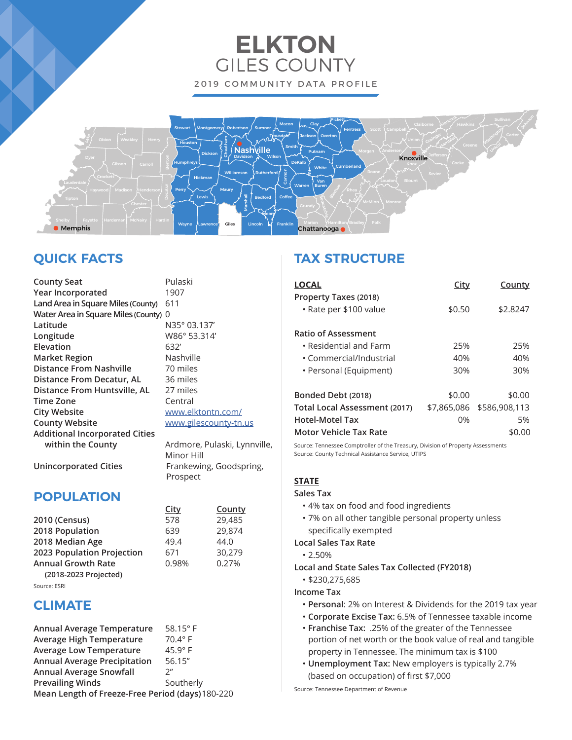# ELKTON
## GILES COUNTY

2019 COMMUNITY DATA PROFILE

## QUICK FACTS

| | |
|---|---|
| County Seat | Pulaski |
| Year Incorporated | 1907 |
| Land Area in Square Miles (County) | 611 |
| Water Area in Square Miles (County) | 0 |
| Latitude | N35° 03.137' |
| Longitude | W86° 53.314' |
| Elevation | 632' |
| Market Region | Nashville |
| Distance From Nashville | 70 miles |
| Distance From Decatur, AL | 36 miles |
| Distance From Huntsville, AL | 27 miles |
| Time Zone | Central |
| City Website | www.elktontn.com/ |
| County Website | www.gilescounty-tn.us |
| Additional Incorporated Cities within the County | Ardmore, Pulaski, Lynnville, Minor Hill |
| Unincorporated Cities | Frankewing, Goodspring, Prospect |

## POPULATION

| | City | County |
|---|---|---|
| 2010 (Census) | 578 | 29,485 |
| 2018 Population | 639 | 29,874 |
| 2018 Median Age | 49.4 | 44.0 |
| 2023 Population Projection | 671 | 30,279 |
| Annual Growth Rate (2018-2023 Projected) | 0.98% | 0.27% |

Source: ESRI

## CLIMATE

| | |
|---|---|
| Annual Average Temperature | 58.15° F |
| Average High Temperature | 70.4° F |
| Average Low Temperature | 45.9° F |
| Annual Average Precipitation | 56.15" |
| Annual Average Snowfall | 2" |
| Prevailing Winds | Southerly |
| Mean Length of Freeze-Free Period (days) | 180-220 |

## TAX STRUCTURE

| LOCAL | City | County |
|---|---|---|
| Property Taxes (2018) | | |
| • Rate per $100 value | $0.50 | $2.8247 |
| Ratio of Assessment | | |
| • Residential and Farm | 25% | 25% |
| • Commercial/Industrial | 40% | 40% |
| • Personal (Equipment) | 30% | 30% |
| Bonded Debt (2018) | $0.00 | $0.00 |
| Total Local Assessment (2017) | $7,865,086 | $586,908,113 |
| Hotel-Motel Tax | 0% | 5% |
| Motor Vehicle Tax Rate | | $0.00 |

Source: Tennessee Comptroller of the Treasury, Division of Property Assessments
Source: County Technical Assistance Service, UTIPS

### STATE

**Sales Tax**
- 4% tax on food and food ingredients
- 7% on all other tangible personal property unless specifically exempted

**Local Sales Tax Rate**
- 2.50%

**Local and State Sales Tax Collected (FY2018)**
- $230,275,685

**Income Tax**
- **Personal**: 2% on Interest & Dividends for the 2019 tax year
- **Corporate Excise Tax:** 6.5% of Tennessee taxable income
- **Franchise Tax:** .25% of the greater of the Tennessee portion of net worth or the book value of real and tangible property in Tennessee. The minimum tax is $100
- **Unemployment Tax:** New employers is typically 2.7% (based on occupation) of first $7,000

Source: Tennessee Department of Revenue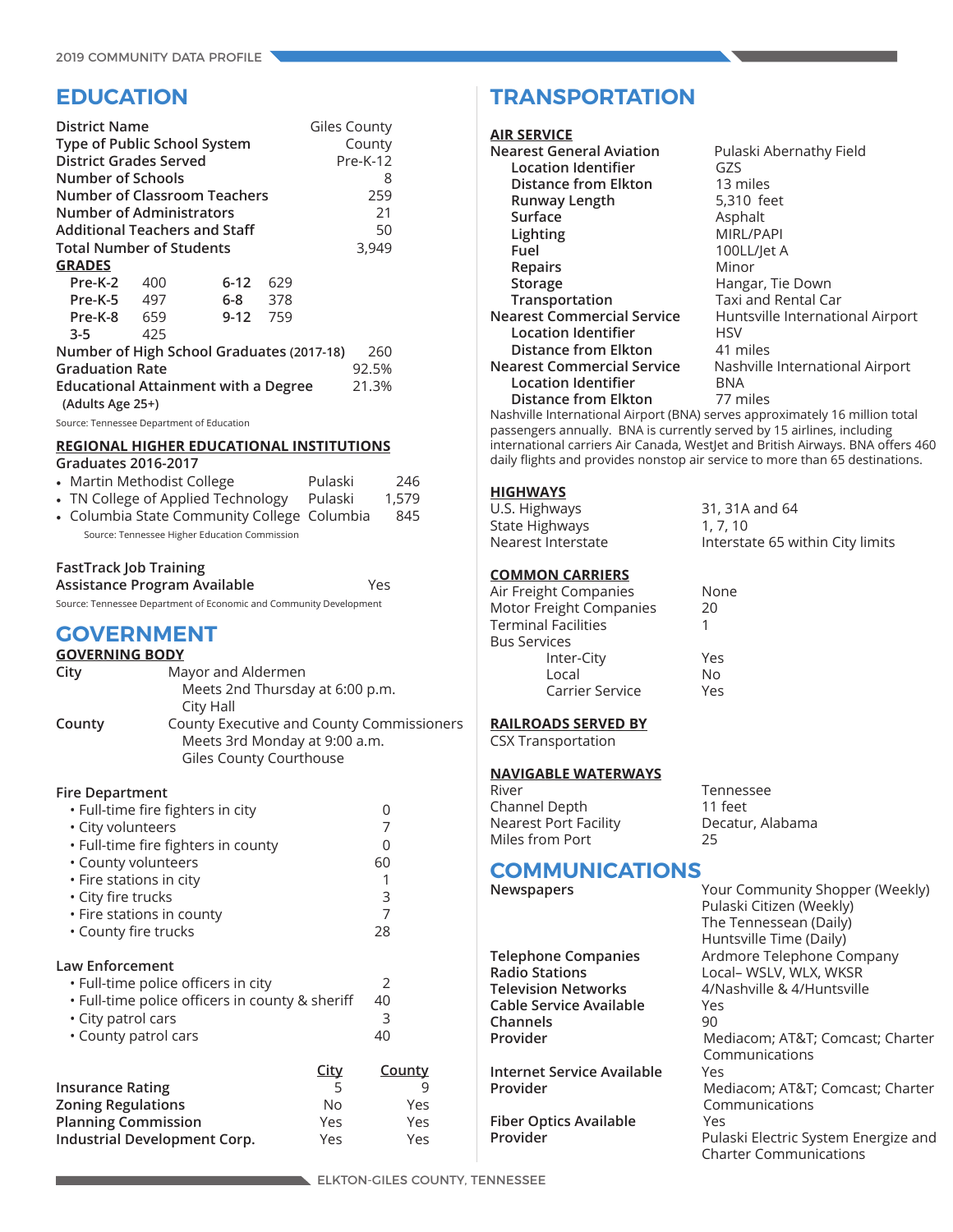# EDUCATION

| | |
|---|---|
| **District Name** | Giles County |
| **Type of Public School System** | County |
| **District Grades Served** | Pre-K-12 |
| **Number of Schools** | 8 |
| **Number of Classroom Teachers** | 259 |
| **Number of Administrators** | 21 |
| **Additional Teachers and Staff** | 50 |
| **Total Number of Students** | 3,949 |

**GRADES**

| | | | |
|---|---|---|---|
| **Pre-K-2** | 400 | **6-12** | 629 |
| **Pre-K-5** | 497 | **6-8** | 378 |
| **Pre-K-8** | 659 | **9-12** | 759 |
| **3-5** | 425 | | |

| | |
|---|---|
| **Number of High School Graduates** (2017-18) | 260 |
| **Graduation Rate** | 92.5% |
| **Educational Attainment with a Degree** (Adults Age 25+) | 21.3% |

Source: Tennessee Department of Education

**REGIONAL HIGHER EDUCATIONAL INSTITUTIONS**
**Graduates 2016-2017**

- Martin Methodist College — Pulaski — 246
- TN College of Applied Technology — Pulaski — 1,579
- Columbia State Community College — Columbia — 845

Source: Tennessee Higher Education Commission

**FastTrack Job Training Assistance Program Available** — Yes

Source: Tennessee Department of Economic and Community Development

# GOVERNMENT

**GOVERNING BODY**

**City** — Mayor and Aldermen
Meets 2nd Thursday at 6:00 p.m.
City Hall

**County** — County Executive and County Commissioners
Meets 3rd Monday at 9:00 a.m.
Giles County Courthouse

**Fire Department**

| | |
|---|---|
| • Full-time fire fighters in city | 0 |
| • City volunteers | 7 |
| • Full-time fire fighters in county | 0 |
| • County volunteers | 60 |
| • Fire stations in city | 1 |
| • City fire trucks | 3 |
| • Fire stations in county | 7 |
| • County fire trucks | 28 |

**Law Enforcement**

| | |
|---|---|
| • Full-time police officers in city | 2 |
| • Full-time police officers in county & sheriff | 40 |
| • City patrol cars | 3 |
| • County patrol cars | 40 |

| | City | County |
|---|---|---|
| **Insurance Rating** | 5 | 9 |
| **Zoning Regulations** | No | Yes |
| **Planning Commission** | Yes | Yes |
| **Industrial Development Corp.** | Yes | Yes |

# TRANSPORTATION

**AIR SERVICE**

| | |
|---|---|
| **Nearest General Aviation** | Pulaski Abernathy Field |
| **Location Identifier** | GZS |
| **Distance from Elkton** | 13 miles |
| **Runway Length** | 5,310 feet |
| **Surface** | Asphalt |
| **Lighting** | MIRL/PAPI |
| **Fuel** | 100LL/Jet A |
| **Repairs** | Minor |
| **Storage** | Hangar, Tie Down |
| **Transportation** | Taxi and Rental Car |
| **Nearest Commercial Service** | Huntsville International Airport |
| **Location Identifier** | HSV |
| **Distance from Elkton** | 41 miles |
| **Nearest Commercial Service** | Nashville International Airport |
| **Location Identifier** | BNA |
| **Distance from Elkton** | 77 miles |

Nashville International Airport (BNA) serves approximately 16 million total passengers annually. BNA is currently served by 15 airlines, including international carriers Air Canada, WestJet and British Airways. BNA offers 460 daily flights and provides nonstop air service to more than 65 destinations.

**HIGHWAYS**

| | |
|---|---|
| U.S. Highways | 31, 31A and 64 |
| State Highways | 1, 7, 10 |
| Nearest Interstate | Interstate 65 within City limits |

**COMMON CARRIERS**

| | |
|---|---|
| Air Freight Companies | None |
| Motor Freight Companies | 20 |
| Terminal Facilities | 1 |
| Bus Services | |
| Inter-City | Yes |
| Local | No |
| Carrier Service | Yes |

**RAILROADS SERVED BY**

CSX Transportation

**NAVIGABLE WATERWAYS**

| | |
|---|---|
| River | Tennessee |
| Channel Depth | 11 feet |
| Nearest Port Facility | Decatur, Alabama |
| Miles from Port | 25 |

# COMMUNICATIONS

| | |
|---|---|
| **Newspapers** | Your Community Shopper (Weekly)<br>Pulaski Citizen (Weekly)<br>The Tennessean (Daily)<br>Huntsville Time (Daily) |
| **Telephone Companies** | Ardmore Telephone Company |
| **Radio Stations** | Local– WSLV, WLX, WKSR |
| **Television Networks** | 4/Nashville & 4/Huntsville |
| **Cable Service Available** | Yes |
| **Channels** | 90 |
| **Provider** | Mediacom; AT&T; Comcast; Charter Communications |
| **Internet Service Available** | Yes |
| **Provider** | Mediacom; AT&T; Comcast; Charter Communications |
| **Fiber Optics Available** | Yes |
| **Provider** | Pulaski Electric System Energize and Charter Communications |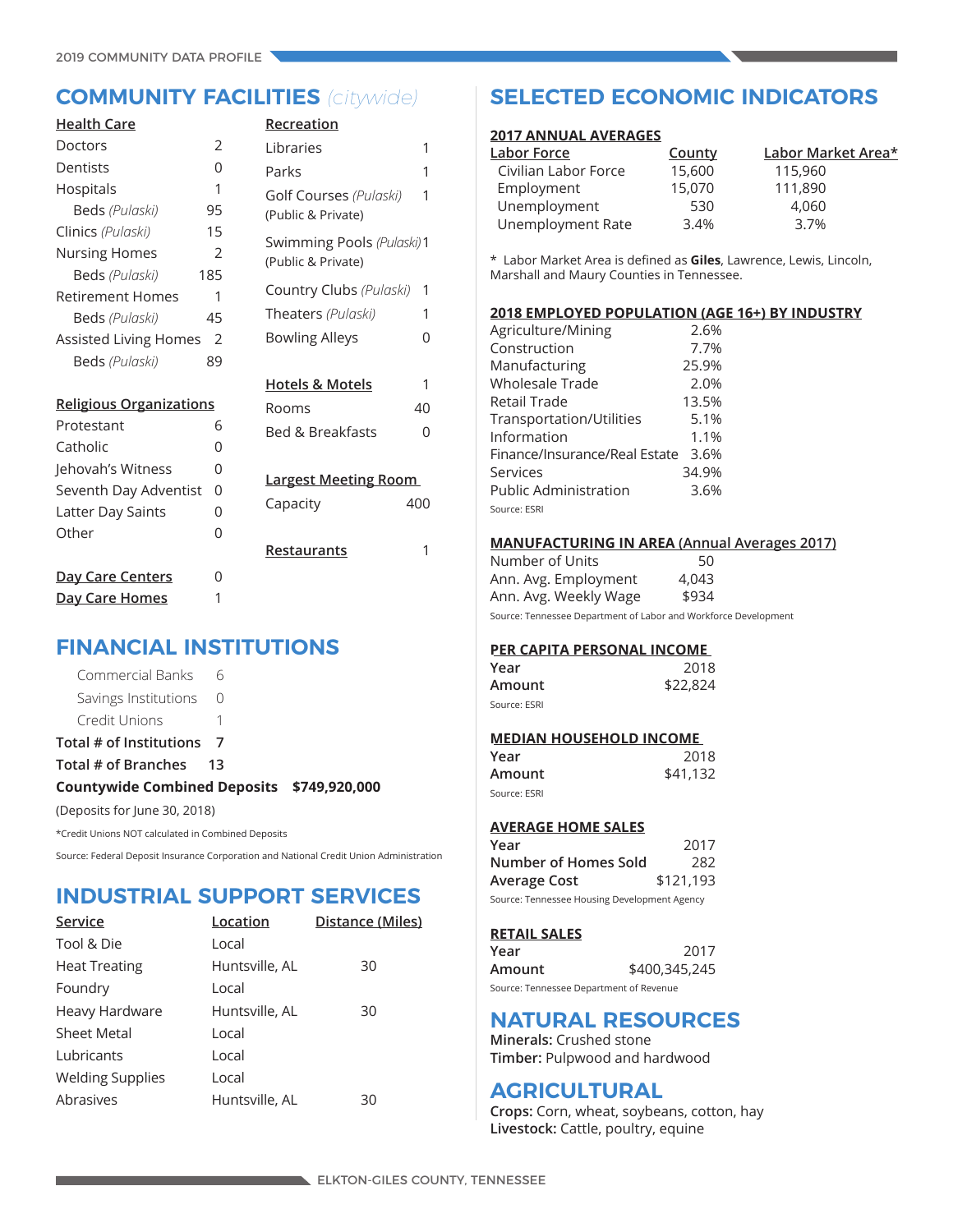## COMMUNITY FACILITIES *(citywide)*

### Health Care

| | |
|---|---|
| Doctors | 2 |
| Dentists | 0 |
| Hospitals | 1 |
| Beds *(Pulaski)* | 95 |
| Clinics *(Pulaski)* | 15 |
| Nursing Homes | 2 |
| Beds *(Pulaski)* | 185 |
| Retirement Homes | 1 |
| Beds *(Pulaski)* | 45 |
| Assisted Living Homes | 2 |
| Beds *(Pulaski)* | 89 |

### Religious Organizations

| | |
|---|---|
| Protestant | 6 |
| Catholic | 0 |
| Jehovah's Witness | 0 |
| Seventh Day Adventist | 0 |
| Latter Day Saints | 0 |
| Other | 0 |

**Day Care Centers** 0

**Day Care Homes** 1

### Recreation

| | |
|---|---|
| Libraries | 1 |
| Parks | 1 |
| Golf Courses *(Pulaski)* (Public & Private) | 1 |
| Swimming Pools *(Pulaski)* (Public & Private) | 1 |
| Country Clubs *(Pulaski)* | 1 |
| Theaters *(Pulaski)* | 1 |
| Bowling Alleys | 0 |

### Hotels & Motels

| | |
|---|---|
| Hotels & Motels | 1 |
| Rooms | 40 |
| Bed & Breakfasts | 0 |

### Largest Meeting Room

Capacity 400

**Restaurants** 1

## FINANCIAL INSTITUTIONS

| | |
|---|---|
| Commercial Banks | 6 |
| Savings Institutions | 0 |
| Credit Unions | 1 |
| **Total # of Institutions** | **7** |
| **Total # of Branches** | **13** |

**Countywide Combined Deposits $749,920,000**

(Deposits for June 30, 2018)

*Credit Unions NOT calculated in Combined Deposits

Source: Federal Deposit Insurance Corporation and National Credit Union Administration

## INDUSTRIAL SUPPORT SERVICES

| Service | Location | Distance (Miles) |
|---|---|---|
| Tool & Die | Local | |
| Heat Treating | Huntsville, AL | 30 |
| Foundry | Local | |
| Heavy Hardware | Huntsville, AL | 30 |
| Sheet Metal | Local | |
| Lubricants | Local | |
| Welding Supplies | Local | |
| Abrasives | Huntsville, AL | 30 |

## SELECTED ECONOMIC INDICATORS

### 2017 ANNUAL AVERAGES

| Labor Force | County | Labor Market Area* |
|---|---|---|
| Civilian Labor Force | 15,600 | 115,960 |
| Employment | 15,070 | 111,890 |
| Unemployment | 530 | 4,060 |
| Unemployment Rate | 3.4% | 3.7% |

\* Labor Market Area is defined as **Giles**, Lawrence, Lewis, Lincoln, Marshall and Maury Counties in Tennessee.

### 2018 EMPLOYED POPULATION (AGE 16+) BY INDUSTRY

| | |
|---|---|
| Agriculture/Mining | 2.6% |
| Construction | 7.7% |
| Manufacturing | 25.9% |
| Wholesale Trade | 2.0% |
| Retail Trade | 13.5% |
| Transportation/Utilities | 5.1% |
| Information | 1.1% |
| Finance/Insurance/Real Estate | 3.6% |
| Services | 34.9% |
| Public Administration | 3.6% |

Source: ESRI

### MANUFACTURING IN AREA (Annual Averages 2017)

| | |
|---|---|
| Number of Units | 50 |
| Ann. Avg. Employment | 4,043 |
| Ann. Avg. Weekly Wage | $934 |

Source: Tennessee Department of Labor and Workforce Development

### PER CAPITA PERSONAL INCOME

| | |
|---|---|
| **Year** | 2018 |
| **Amount** | $22,824 |

Source: ESRI

### MEDIAN HOUSEHOLD INCOME

| | |
|---|---|
| **Year** | 2018 |
| **Amount** | $41,132 |

Source: ESRI

### AVERAGE HOME SALES

| | |
|---|---|
| **Year** | 2017 |
| **Number of Homes Sold** | 282 |
| **Average Cost** | $121,193 |

Source: Tennessee Housing Development Agency

### RETAIL SALES

| | |
|---|---|
| **Year** | 2017 |
| **Amount** | $400,345,245 |

Source: Tennessee Department of Revenue

## NATURAL RESOURCES

**Minerals:** Crushed stone
**Timber:** Pulpwood and hardwood

## AGRICULTURAL

**Crops:** Corn, wheat, soybeans, cotton, hay
**Livestock:** Cattle, poultry, equine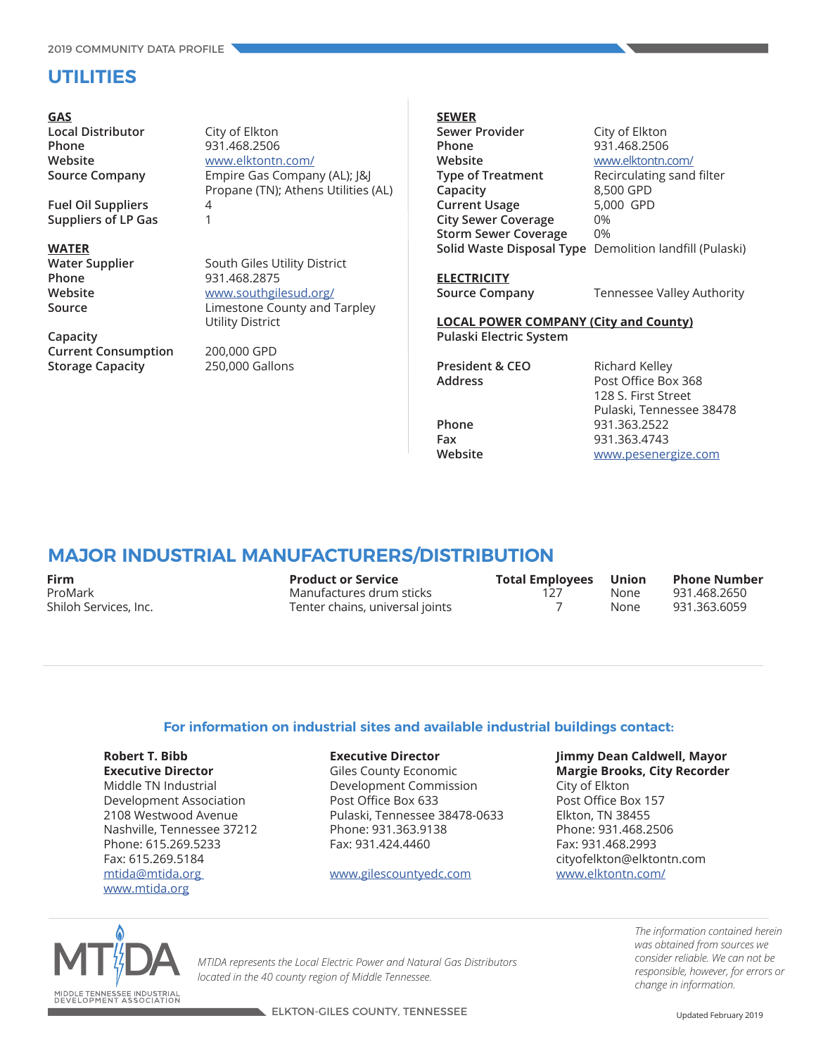# UTILITIES

**GAS**

| | |
|---|---|
| **Local Distributor** | City of Elkton |
| **Phone** | 931.468.2506 |
| **Website** | www.elktontn.com/ |
| **Source Company** | Empire Gas Company (AL); J&J Propane (TN); Athens Utilities (AL) |
| **Fuel Oil Suppliers** | 4 |
| **Suppliers of LP Gas** | 1 |

**WATER**

| | |
|---|---|
| **Water Supplier** | South Giles Utility District |
| **Phone** | 931.468.2875 |
| **Website** | www.southgilesud.org/ |
| **Source** | Limestone County and Tarpley Utility District |
| **Capacity** | |
| **Current Consumption** | 200,000 GPD |
| **Storage Capacity** | 250,000 Gallons |

**SEWER**

| | |
|---|---|
| **Sewer Provider** | City of Elkton |
| **Phone** | 931.468.2506 |
| **Website** | www.elktontn.com/ |
| **Type of Treatment** | Recirculating sand filter |
| **Capacity** | 8,500 GPD |
| **Current Usage** | 5,000 GPD |
| **City Sewer Coverage** | 0% |
| **Storm Sewer Coverage** | 0% |
| **Solid Waste Disposal Type** | Demolition landfill (Pulaski) |

**ELECTRICITY**

| | |
|---|---|
| **Source Company** | Tennessee Valley Authority |

**LOCAL POWER COMPANY (City and County)**

**Pulaski Electric System**

| | |
|---|---|
| **President & CEO** | Richard Kelley |
| **Address** | Post Office Box 368<br>128 S. First Street<br>Pulaski, Tennessee 38478 |
| **Phone** | 931.363.2522 |
| **Fax** | 931.363.4743 |
| **Website** | www.pesenergize.com |

# MAJOR INDUSTRIAL MANUFACTURERS/DISTRIBUTION

| Firm | Product or Service | Total Employees | Union | Phone Number |
|---|---|---|---|---|
| ProMark | Manufactures drum sticks | 127 | None | 931.468.2650 |
| Shiloh Services, Inc. | Tenter chains, universal joints | 7 | None | 931.363.6059 |

### For information on industrial sites and available industrial buildings contact:

**Robert T. Bibb**
**Executive Director**
Middle TN Industrial
Development Association
2108 Westwood Avenue
Nashville, Tennessee 37212
Phone: 615.269.5233
Fax: 615.269.5184
mtida@mtida.org
www.mtida.org

**Executive Director**
Giles County Economic
Development Commission
Post Office Box 633
Pulaski, Tennessee 38478-0633
Phone: 931.363.9138
Fax: 931.424.4460
www.gilescountyedc.com

**Jimmy Dean Caldwell, Mayor**
**Margie Brooks, City Recorder**
City of Elkton
Post Office Box 157
Elkton, TN 38455
Phone: 931.468.2506
Fax: 931.468.2993
cityofelkton@elktontn.com
www.elktontn.com/

MTIDA
MIDDLE TENNESSEE INDUSTRIAL DEVELOPMENT ASSOCIATION

*MTIDA represents the Local Electric Power and Natural Gas Distributors located in the 40 county region of Middle Tennessee.*

*The information contained herein was obtained from sources we consider reliable. We can not be responsible, however, for errors or change in information.*

Updated February 2019